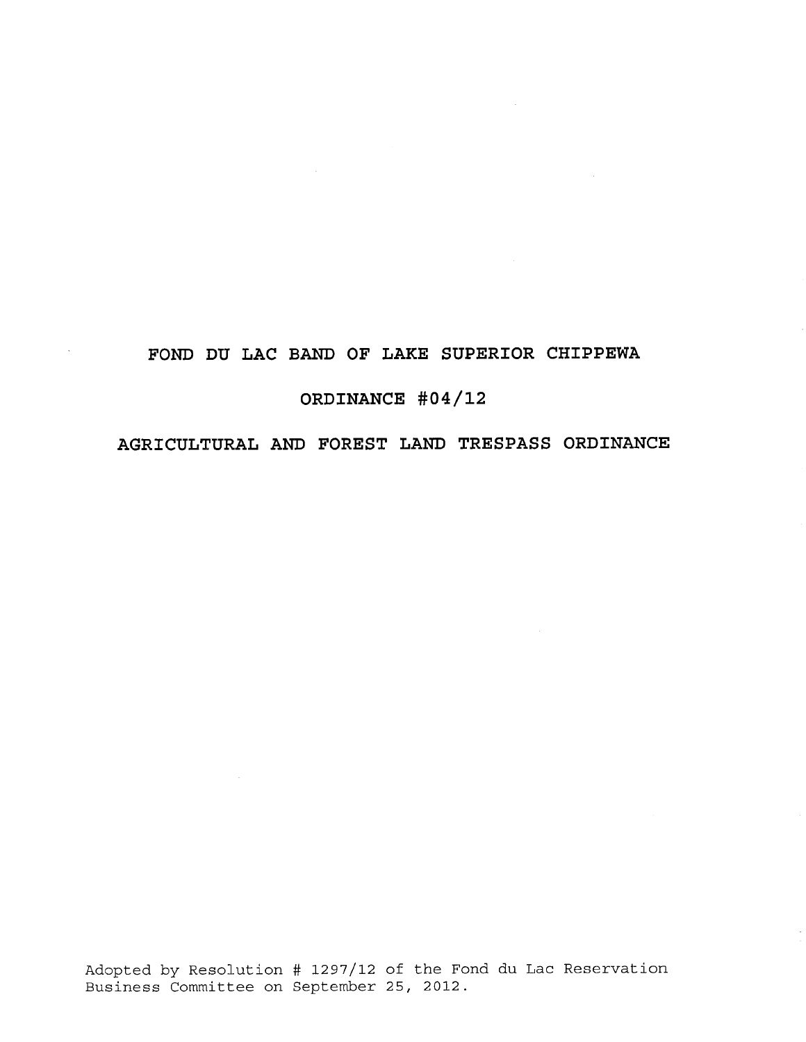# FOND DU LAC BAND OF LAKE SUPERIOR CHIPPEWA

## ORDINANCE #04/12

## AGRICULTURAL AND FOREST LAND TRESPASS ORDINANCE

Adopted by Resolution # 1297/12 of the Fond du Lac Reservation Business Committee on September 25, 2012.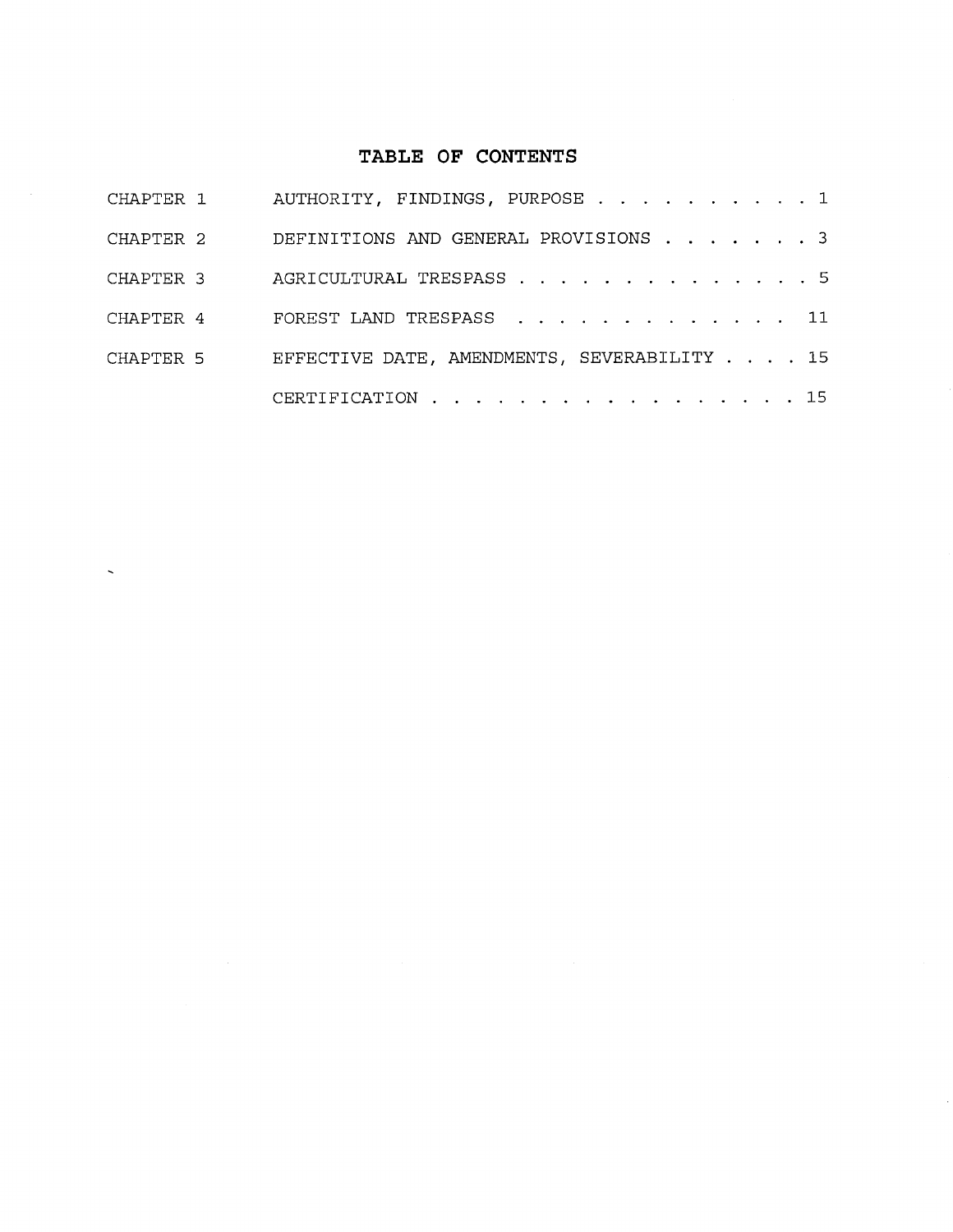# TABLE OF CONTENTS

| | | |
|---|---|---|
| CHAPTER 1 | AUTHORITY, FINDINGS, PURPOSE | 1 |
| CHAPTER 2 | DEFINITIONS AND GENERAL PROVISIONS | 3 |
| CHAPTER 3 | AGRICULTURAL TRESPASS | 5 |
| CHAPTER 4 | FOREST LAND TRESPASS | 11 |
| CHAPTER 5 | EFFECTIVE DATE, AMENDMENTS, SEVERABILITY | 15 |
| | CERTIFICATION | 15 |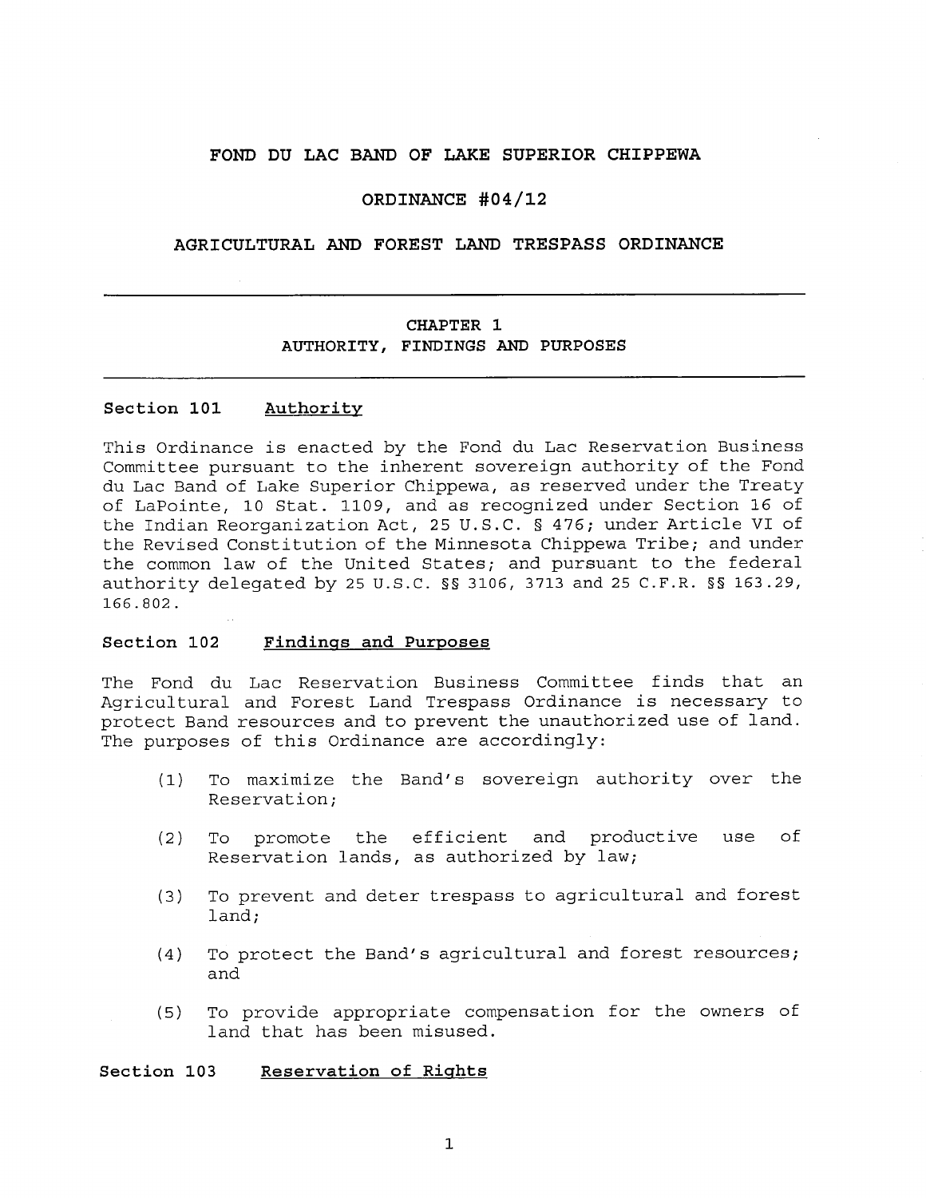# FOND DU LAC BAND OF LAKE SUPERIOR CHIPPEWA

## ORDINANCE #04/12

## AGRICULTURAL AND FOREST LAND TRESPASS ORDINANCE

---

## CHAPTER 1
## AUTHORITY, FINDINGS AND PURPOSES

---

### Section 101 Authority

This Ordinance is enacted by the Fond du Lac Reservation Business Committee pursuant to the inherent sovereign authority of the Fond du Lac Band of Lake Superior Chippewa, as reserved under the Treaty of LaPointe, 10 Stat. 1109, and as recognized under Section 16 of the Indian Reorganization Act, 25 U.S.C. § 476; under Article VI of the Revised Constitution of the Minnesota Chippewa Tribe; and under the common law of the United States; and pursuant to the federal authority delegated by 25 U.S.C. §§ 3106, 3713 and 25 C.F.R. §§ 163.29, 166.802.

### Section 102 Findings and Purposes

The Fond du Lac Reservation Business Committee finds that an Agricultural and Forest Land Trespass Ordinance is necessary to protect Band resources and to prevent the unauthorized use of land. The purposes of this Ordinance are accordingly:

(1) To maximize the Band's sovereign authority over the Reservation;

(2) To promote the efficient and productive use of Reservation lands, as authorized by law;

(3) To prevent and deter trespass to agricultural and forest land;

(4) To protect the Band's agricultural and forest resources; and

(5) To provide appropriate compensation for the owners of land that has been misused.

### Section 103 Reservation of Rights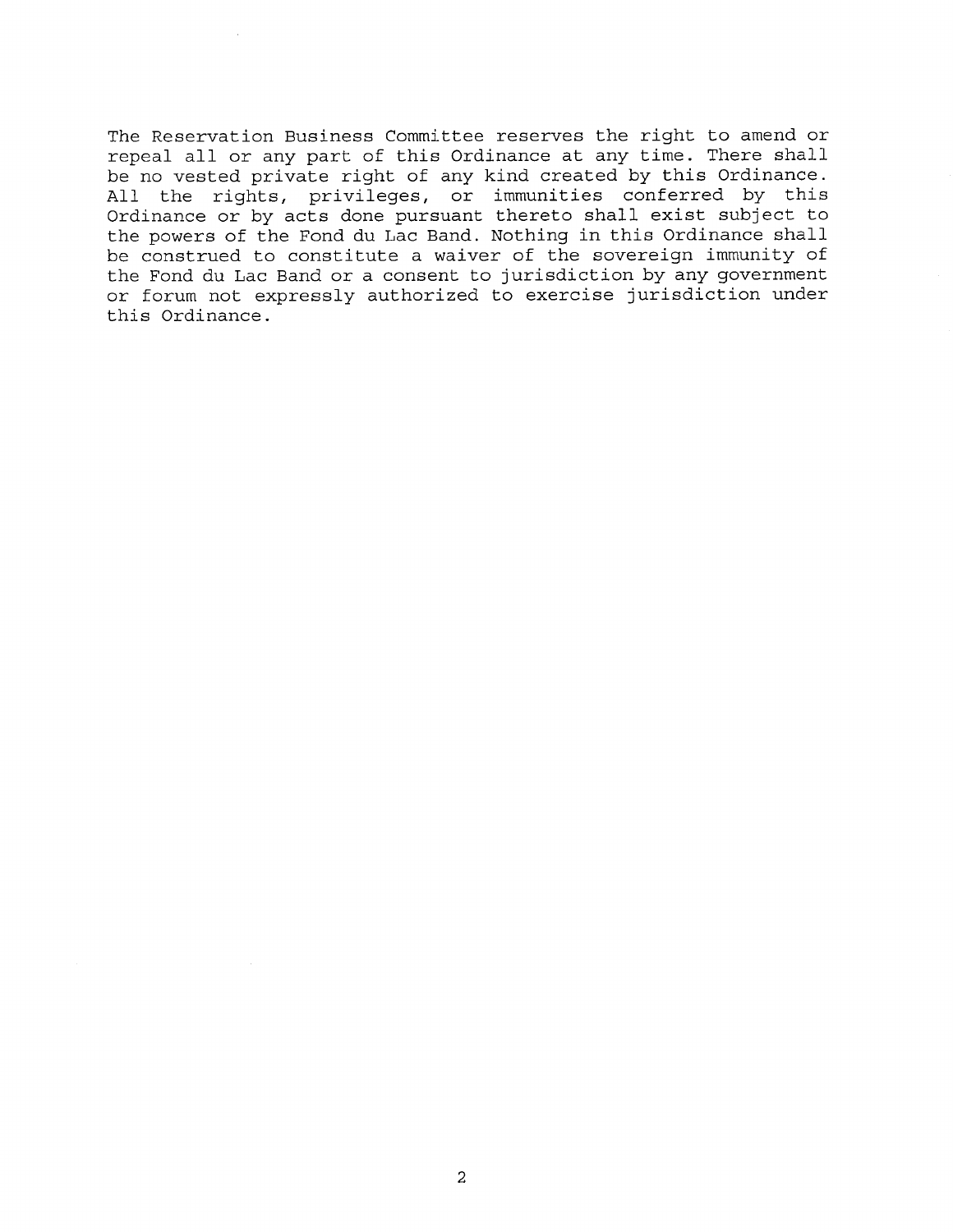The Reservation Business Committee reserves the right to amend or repeal all or any part of this Ordinance at any time. There shall be no vested private right of any kind created by this Ordinance. All the rights, privileges, or immunities conferred by this Ordinance or by acts done pursuant thereto shall exist subject to the powers of the Fond du Lac Band. Nothing in this Ordinance shall be construed to constitute a waiver of the sovereign immunity of the Fond du Lac Band or a consent to jurisdiction by any government or forum not expressly authorized to exercise jurisdiction under this Ordinance.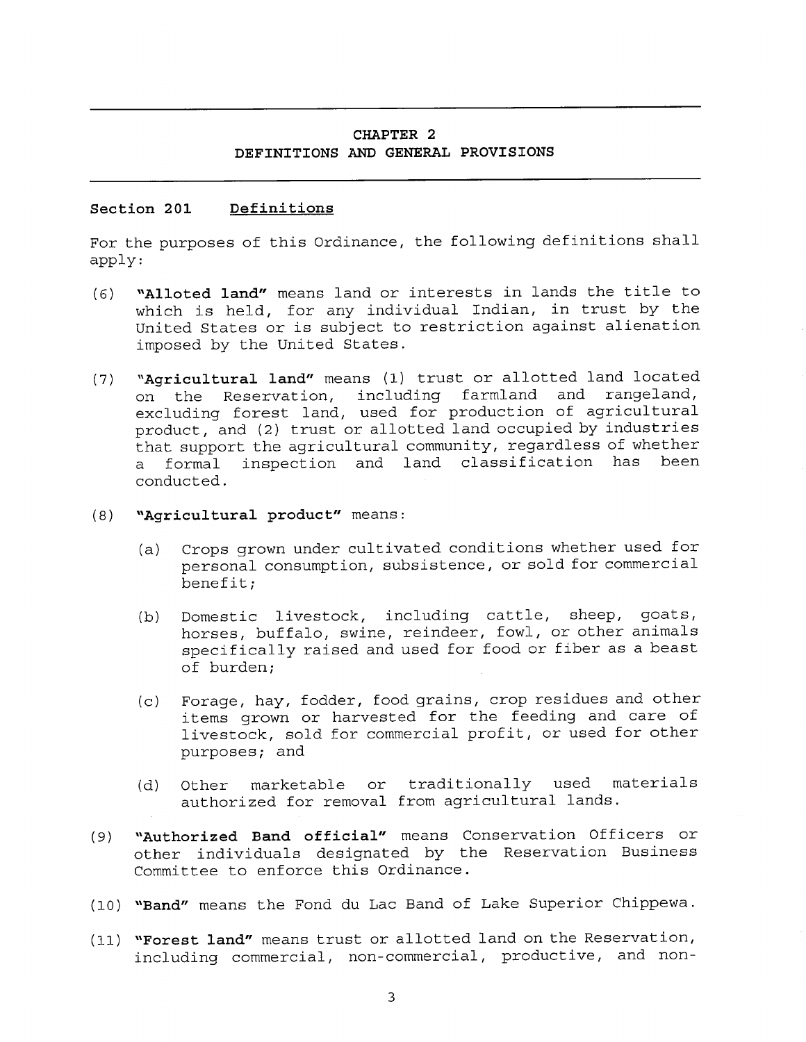## CHAPTER 2
## DEFINITIONS AND GENERAL PROVISIONS

### Section 201 Definitions

For the purposes of this Ordinance, the following definitions shall apply:

(6) **"Alloted land"** means land or interests in lands the title to which is held, for any individual Indian, in trust by the United States or is subject to restriction against alienation imposed by the United States.

(7) **"Agricultural land"** means (1) trust or allotted land located on the Reservation, including farmland and rangeland, excluding forest land, used for production of agricultural product, and (2) trust or allotted land occupied by industries that support the agricultural community, regardless of whether a formal inspection and land classification has been conducted.

(8) **"Agricultural product"** means:

  (a) Crops grown under cultivated conditions whether used for personal consumption, subsistence, or sold for commercial benefit;

  (b) Domestic livestock, including cattle, sheep, goats, horses, buffalo, swine, reindeer, fowl, or other animals specifically raised and used for food or fiber as a beast of burden;

  (c) Forage, hay, fodder, food grains, crop residues and other items grown or harvested for the feeding and care of livestock, sold for commercial profit, or used for other purposes; and

  (d) Other marketable or traditionally used materials authorized for removal from agricultural lands.

(9) **"Authorized Band official"** means Conservation Officers or other individuals designated by the Reservation Business Committee to enforce this Ordinance.

(10) **"Band"** means the Fond du Lac Band of Lake Superior Chippewa.

(11) **"Forest land"** means trust or allotted land on the Reservation, including commercial, non-commercial, productive, and non-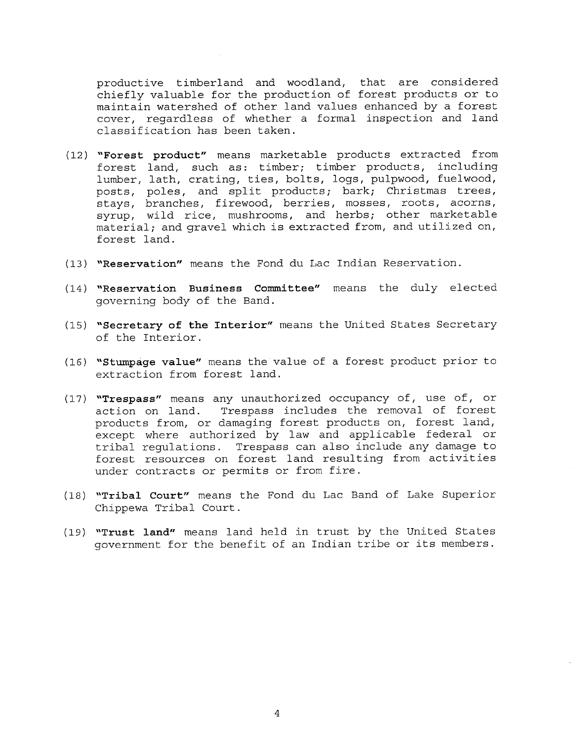productive timberland and woodland, that are considered chiefly valuable for the production of forest products or to maintain watershed of other land values enhanced by a forest cover, regardless of whether a formal inspection and land classification has been taken.

(12) **"Forest product"** means marketable products extracted from forest land, such as: timber; timber products, including lumber, lath, crating, ties, bolts, logs, pulpwood, fuelwood, posts, poles, and split products; bark; Christmas trees, stays, branches, firewood, berries, mosses, roots, acorns, syrup, wild rice, mushrooms, and herbs; other marketable material; and gravel which is extracted from, and utilized on, forest land.

(13) **"Reservation"** means the Fond du Lac Indian Reservation.

(14) **"Reservation Business Committee"** means the duly elected governing body of the Band.

(15) **"Secretary of the Interior"** means the United States Secretary of the Interior.

(16) **"Stumpage value"** means the value of a forest product prior to extraction from forest land.

(17) **"Trespass"** means any unauthorized occupancy of, use of, or action on land. Trespass includes the removal of forest products from, or damaging forest products on, forest land, except where authorized by law and applicable federal or tribal regulations. Trespass can also include any damage to forest resources on forest land resulting from activities under contracts or permits or from fire.

(18) **"Tribal Court"** means the Fond du Lac Band of Lake Superior Chippewa Tribal Court.

(19) **"Trust land"** means land held in trust by the United States government for the benefit of an Indian tribe or its members.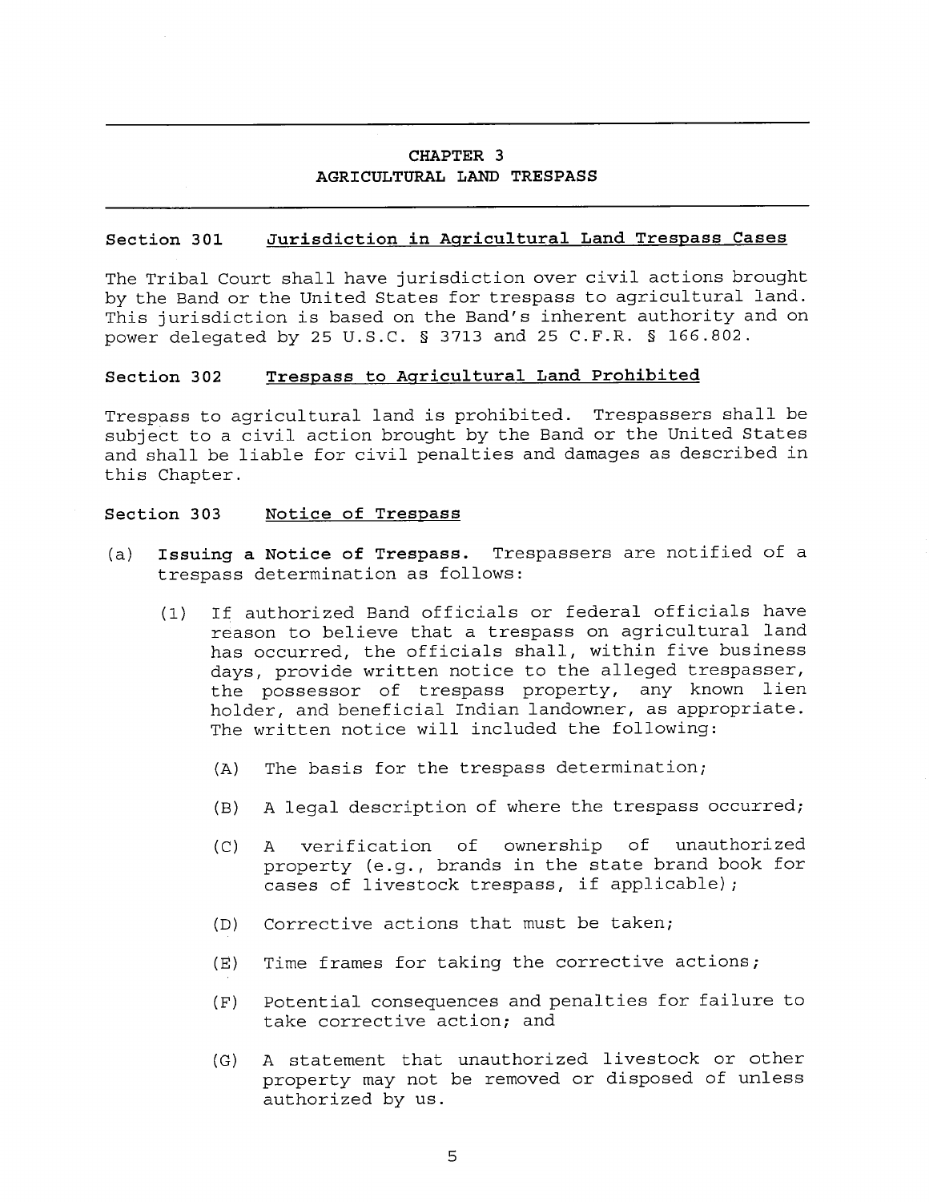## CHAPTER 3
## AGRICULTURAL LAND TRESPASS

### Section 301 Jurisdiction in Agricultural Land Trespass Cases

The Tribal Court shall have jurisdiction over civil actions brought by the Band or the United States for trespass to agricultural land. This jurisdiction is based on the Band's inherent authority and on power delegated by 25 U.S.C. § 3713 and 25 C.F.R. § 166.802.

### Section 302 Trespass to Agricultural Land Prohibited

Trespass to agricultural land is prohibited. Trespassers shall be subject to a civil action brought by the Band or the United States and shall be liable for civil penalties and damages as described in this Chapter.

### Section 303 Notice of Trespass

(a) **Issuing a Notice of Trespass.** Trespassers are notified of a trespass determination as follows:

(1) If authorized Band officials or federal officials have reason to believe that a trespass on agricultural land has occurred, the officials shall, within five business days, provide written notice to the alleged trespasser, the possessor of trespass property, any known lien holder, and beneficial Indian landowner, as appropriate. The written notice will included the following:

(A) The basis for the trespass determination;

(B) A legal description of where the trespass occurred;

(C) A verification of ownership of unauthorized property (e.g., brands in the state brand book for cases of livestock trespass, if applicable);

(D) Corrective actions that must be taken;

(E) Time frames for taking the corrective actions;

(F) Potential consequences and penalties for failure to take corrective action; and

(G) A statement that unauthorized livestock or other property may not be removed or disposed of unless authorized by us.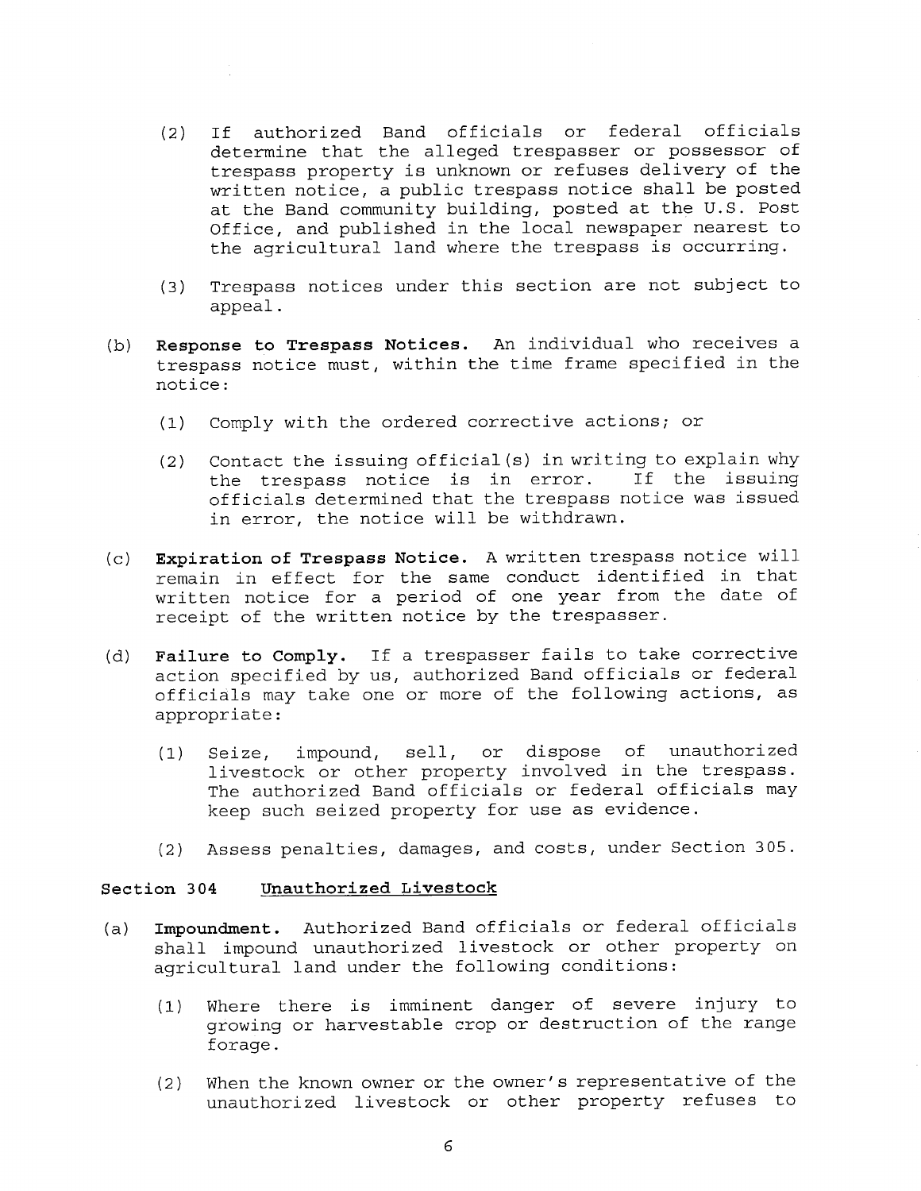(2) If authorized Band officials or federal officials determine that the alleged trespasser or possessor of trespass property is unknown or refuses delivery of the written notice, a public trespass notice shall be posted at the Band community building, posted at the U.S. Post Office, and published in the local newspaper nearest to the agricultural land where the trespass is occurring.

(3) Trespass notices under this section are not subject to appeal.

(b) **Response to Trespass Notices.** An individual who receives a trespass notice must, within the time frame specified in the notice:

(1) Comply with the ordered corrective actions; or

(2) Contact the issuing official(s) in writing to explain why the trespass notice is in error. If the issuing officials determined that the trespass notice was issued in error, the notice will be withdrawn.

(c) **Expiration of Trespass Notice.** A written trespass notice will remain in effect for the same conduct identified in that written notice for a period of one year from the date of receipt of the written notice by the trespasser.

(d) **Failure to Comply.** If a trespasser fails to take corrective action specified by us, authorized Band officials or federal officials may take one or more of the following actions, as appropriate:

(1) Seize, impound, sell, or dispose of unauthorized livestock or other property involved in the trespass. The authorized Band officials or federal officials may keep such seized property for use as evidence.

(2) Assess penalties, damages, and costs, under Section 305.

### Section 304 Unauthorized Livestock

(a) **Impoundment.** Authorized Band officials or federal officials shall impound unauthorized livestock or other property on agricultural land under the following conditions:

(1) Where there is imminent danger of severe injury to growing or harvestable crop or destruction of the range forage.

(2) When the known owner or the owner's representative of the unauthorized livestock or other property refuses to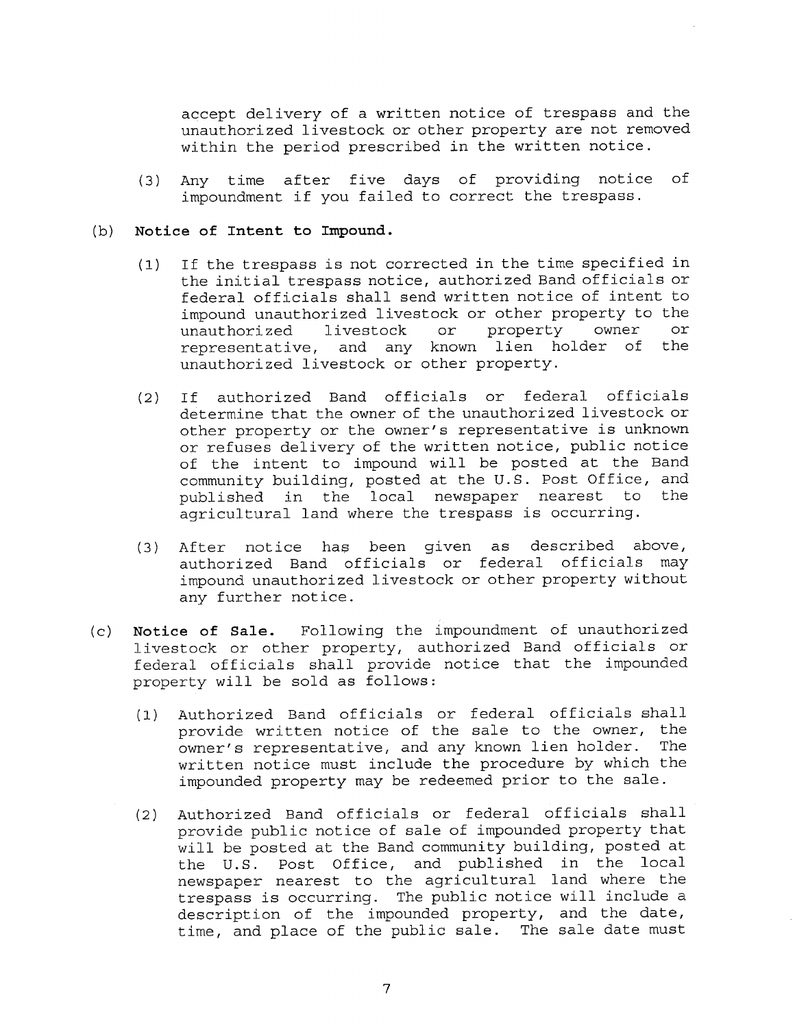accept delivery of a written notice of trespass and the unauthorized livestock or other property are not removed within the period prescribed in the written notice.

(3) Any time after five days of providing notice of impoundment if you failed to correct the trespass.

(b) **Notice of Intent to Impound.**

(1) If the trespass is not corrected in the time specified in the initial trespass notice, authorized Band officials or federal officials shall send written notice of intent to impound unauthorized livestock or other property to the unauthorized livestock or property owner or representative, and any known lien holder of the unauthorized livestock or other property.

(2) If authorized Band officials or federal officials determine that the owner of the unauthorized livestock or other property or the owner's representative is unknown or refuses delivery of the written notice, public notice of the intent to impound will be posted at the Band community building, posted at the U.S. Post Office, and published in the local newspaper nearest to the agricultural land where the trespass is occurring.

(3) After notice has been given as described above, authorized Band officials or federal officials may impound unauthorized livestock or other property without any further notice.

(c) **Notice of Sale.** Following the impoundment of unauthorized livestock or other property, authorized Band officials or federal officials shall provide notice that the impounded property will be sold as follows:

(1) Authorized Band officials or federal officials shall provide written notice of the sale to the owner, the owner's representative, and any known lien holder. The written notice must include the procedure by which the impounded property may be redeemed prior to the sale.

(2) Authorized Band officials or federal officials shall provide public notice of sale of impounded property that will be posted at the Band community building, posted at the U.S. Post Office, and published in the local newspaper nearest to the agricultural land where the trespass is occurring. The public notice will include a description of the impounded property, and the date, time, and place of the public sale. The sale date must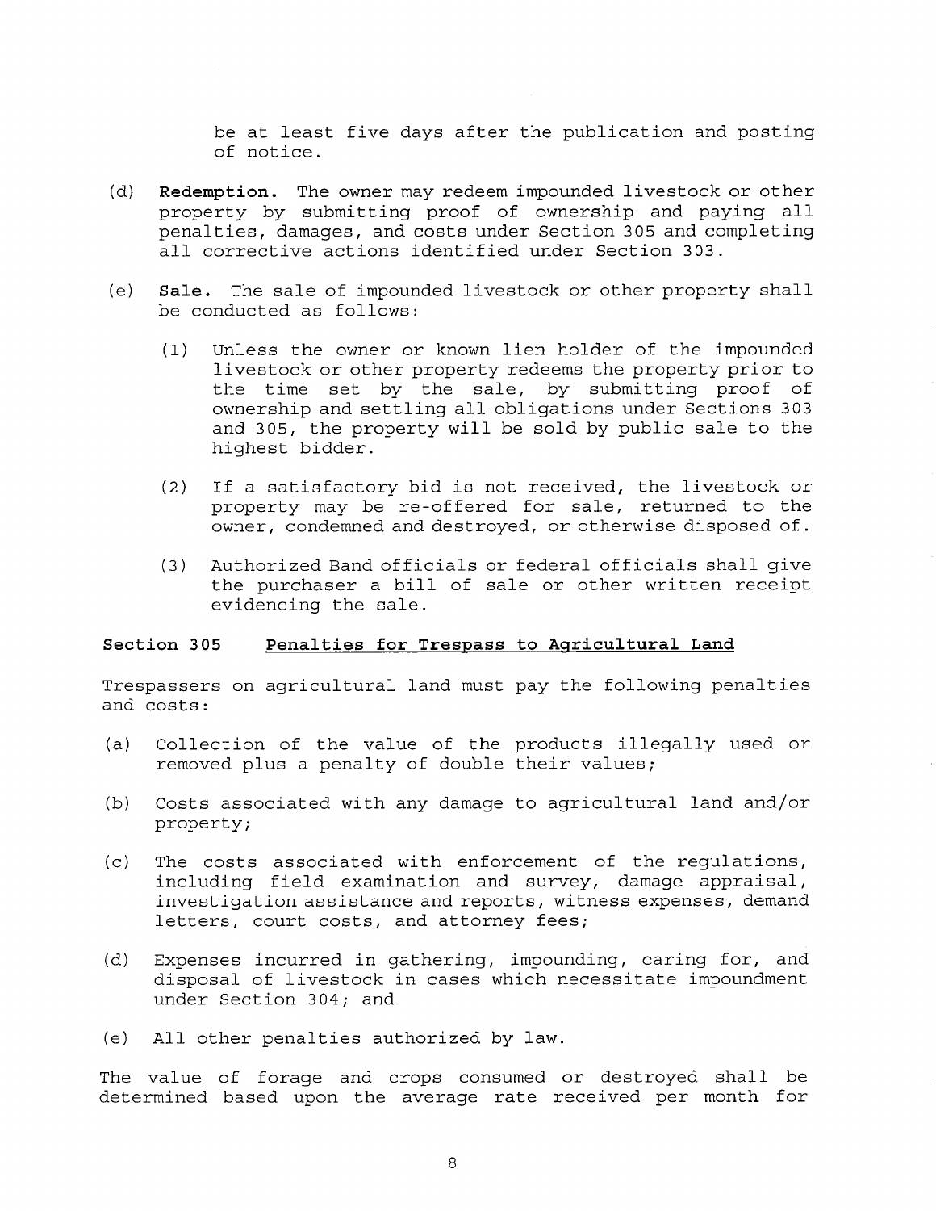be at least five days after the publication and posting of notice.

(d) **Redemption.** The owner may redeem impounded livestock or other property by submitting proof of ownership and paying all penalties, damages, and costs under Section 305 and completing all corrective actions identified under Section 303.

(e) **Sale.** The sale of impounded livestock or other property shall be conducted as follows:

(1) Unless the owner or known lien holder of the impounded livestock or other property redeems the property prior to the time set by the sale, by submitting proof of ownership and settling all obligations under Sections 303 and 305, the property will be sold by public sale to the highest bidder.

(2) If a satisfactory bid is not received, the livestock or property may be re-offered for sale, returned to the owner, condemned and destroyed, or otherwise disposed of.

(3) Authorized Band officials or federal officials shall give the purchaser a bill of sale or other written receipt evidencing the sale.

### Section 305 Penalties for Trespass to Agricultural Land

Trespassers on agricultural land must pay the following penalties and costs:

(a) Collection of the value of the products illegally used or removed plus a penalty of double their values;

(b) Costs associated with any damage to agricultural land and/or property;

(c) The costs associated with enforcement of the regulations, including field examination and survey, damage appraisal, investigation assistance and reports, witness expenses, demand letters, court costs, and attorney fees;

(d) Expenses incurred in gathering, impounding, caring for, and disposal of livestock in cases which necessitate impoundment under Section 304; and

(e) All other penalties authorized by law.

The value of forage and crops consumed or destroyed shall be determined based upon the average rate received per month for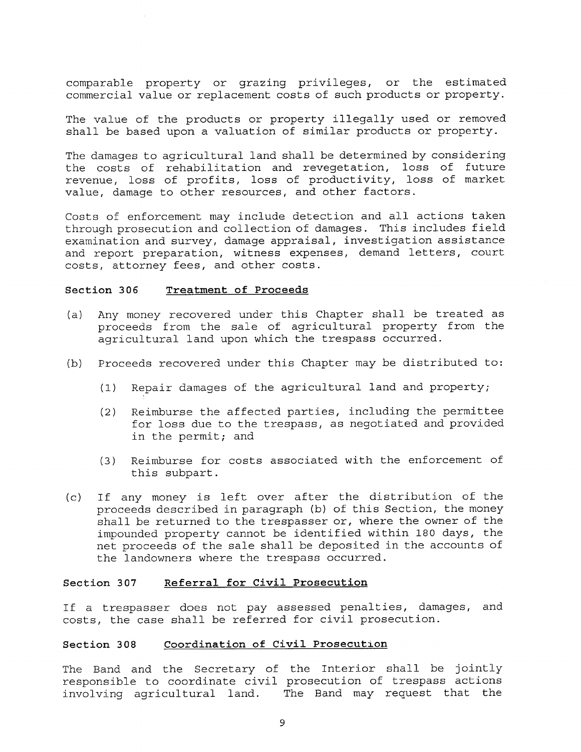comparable property or grazing privileges, or the estimated commercial value or replacement costs of such products or property.

The value of the products or property illegally used or removed shall be based upon a valuation of similar products or property.

The damages to agricultural land shall be determined by considering the costs of rehabilitation and revegetation, loss of future revenue, loss of profits, loss of productivity, loss of market value, damage to other resources, and other factors.

Costs of enforcement may include detection and all actions taken through prosecution and collection of damages. This includes field examination and survey, damage appraisal, investigation assistance and report preparation, witness expenses, demand letters, court costs, attorney fees, and other costs.

### Section 306 Treatment of Proceeds

(a) Any money recovered under this Chapter shall be treated as proceeds from the sale of agricultural property from the agricultural land upon which the trespass occurred.

(b) Proceeds recovered under this Chapter may be distributed to:

  (1) Repair damages of the agricultural land and property;

  (2) Reimburse the affected parties, including the permittee for loss due to the trespass, as negotiated and provided in the permit; and

  (3) Reimburse for costs associated with the enforcement of this subpart.

(c) If any money is left over after the distribution of the proceeds described in paragraph (b) of this Section, the money shall be returned to the trespasser or, where the owner of the impounded property cannot be identified within 180 days, the net proceeds of the sale shall be deposited in the accounts of the landowners where the trespass occurred.

### Section 307 Referral for Civil Prosecution

If a trespasser does not pay assessed penalties, damages, and costs, the case shall be referred for civil prosecution.

### Section 308 Coordination of Civil Prosecution

The Band and the Secretary of the Interior shall be jointly responsible to coordinate civil prosecution of trespass actions involving agricultural land. The Band may request that the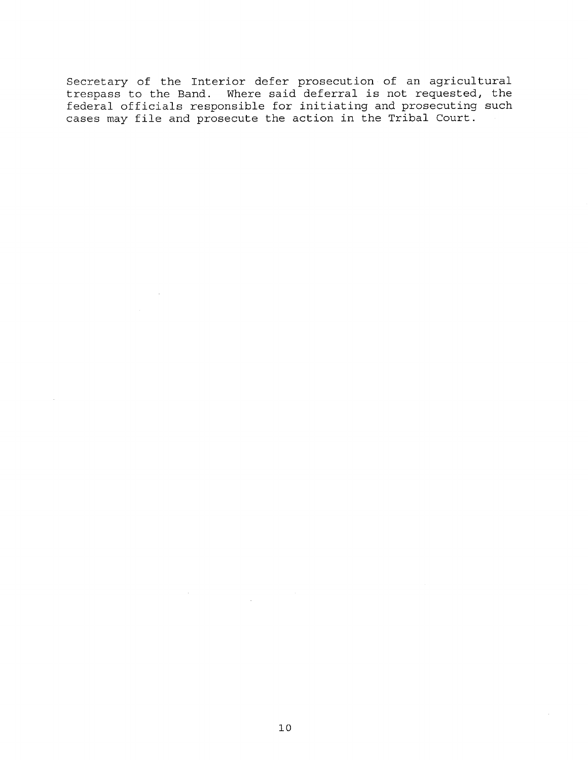Secretary of the Interior defer prosecution of an agricultural trespass to the Band. Where said deferral is not requested, the federal officials responsible for initiating and prosecuting such cases may file and prosecute the action in the Tribal Court.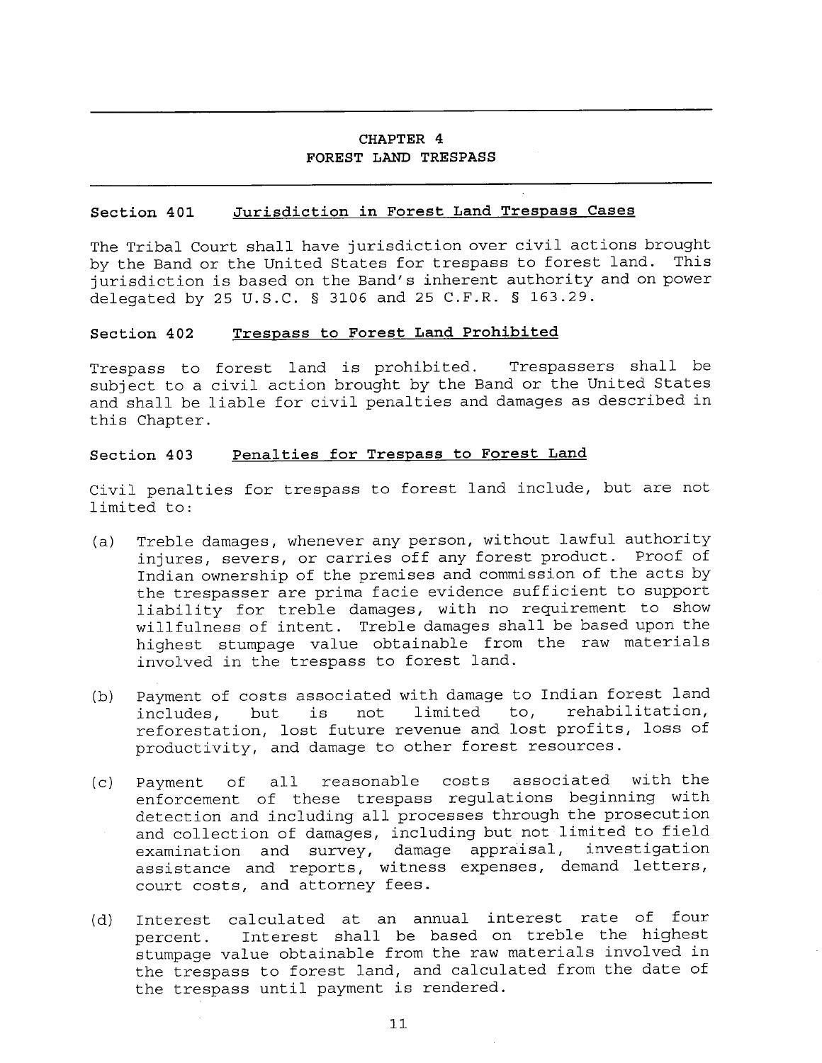## CHAPTER 4
## FOREST LAND TRESPASS

### Section 401 Jurisdiction in Forest Land Trespass Cases

The Tribal Court shall have jurisdiction over civil actions brought by the Band or the United States for trespass to forest land. This jurisdiction is based on the Band's inherent authority and on power delegated by 25 U.S.C. § 3106 and 25 C.F.R. § 163.29.

### Section 402 Trespass to Forest Land Prohibited

Trespass to forest land is prohibited. Trespassers shall be subject to a civil action brought by the Band or the United States and shall be liable for civil penalties and damages as described in this Chapter.

### Section 403 Penalties for Trespass to Forest Land

Civil penalties for trespass to forest land include, but are not limited to:

(a) Treble damages, whenever any person, without lawful authority injures, severs, or carries off any forest product. Proof of Indian ownership of the premises and commission of the acts by the trespasser are prima facie evidence sufficient to support liability for treble damages, with no requirement to show willfulness of intent. Treble damages shall be based upon the highest stumpage value obtainable from the raw materials involved in the trespass to forest land.

(b) Payment of costs associated with damage to Indian forest land includes, but is not limited to, rehabilitation, reforestation, lost future revenue and lost profits, loss of productivity, and damage to other forest resources.

(c) Payment of all reasonable costs associated with the enforcement of these trespass regulations beginning with detection and including all processes through the prosecution and collection of damages, including but not limited to field examination and survey, damage appraisal, investigation assistance and reports, witness expenses, demand letters, court costs, and attorney fees.

(d) Interest calculated at an annual interest rate of four percent. Interest shall be based on treble the highest stumpage value obtainable from the raw materials involved in the trespass to forest land, and calculated from the date of the trespass until payment is rendered.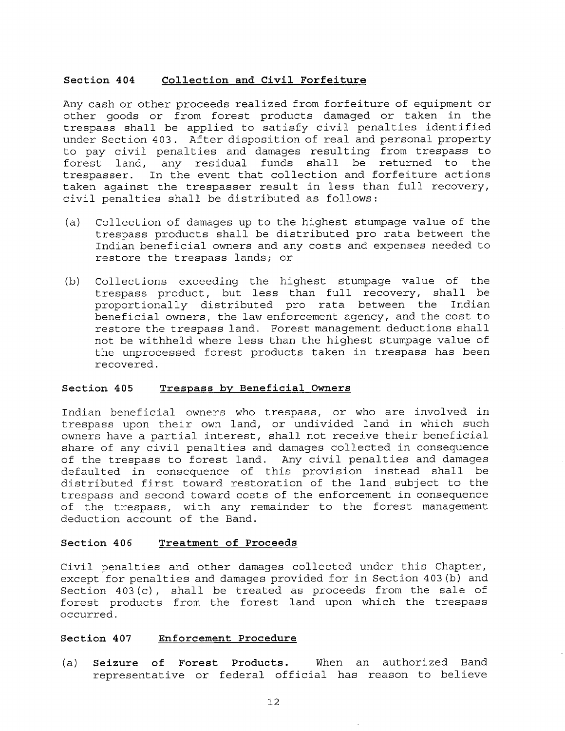### Section 404 Collection and Civil Forfeiture

Any cash or other proceeds realized from forfeiture of equipment or other goods or from forest products damaged or taken in the trespass shall be applied to satisfy civil penalties identified under Section 403. After disposition of real and personal property to pay civil penalties and damages resulting from trespass to forest land, any residual funds shall be returned to the trespasser. In the event that collection and forfeiture actions taken against the trespasser result in less than full recovery, civil penalties shall be distributed as follows:

(a) Collection of damages up to the highest stumpage value of the trespass products shall be distributed pro rata between the Indian beneficial owners and any costs and expenses needed to restore the trespass lands; or

(b) Collections exceeding the highest stumpage value of the trespass product, but less than full recovery, shall be proportionally distributed pro rata between the Indian beneficial owners, the law enforcement agency, and the cost to restore the trespass land. Forest management deductions shall not be withheld where less than the highest stumpage value of the unprocessed forest products taken in trespass has been recovered.

### Section 405 Trespass by Beneficial Owners

Indian beneficial owners who trespass, or who are involved in trespass upon their own land, or undivided land in which such owners have a partial interest, shall not receive their beneficial share of any civil penalties and damages collected in consequence of the trespass to forest land. Any civil penalties and damages defaulted in consequence of this provision instead shall be distributed first toward restoration of the land subject to the trespass and second toward costs of the enforcement in consequence of the trespass, with any remainder to the forest management deduction account of the Band.

### Section 406 Treatment of Proceeds

Civil penalties and other damages collected under this Chapter, except for penalties and damages provided for in Section 403(b) and Section 403(c), shall be treated as proceeds from the sale of forest products from the forest land upon which the trespass occurred.

### Section 407 Enforcement Procedure

(a) **Seizure of Forest Products.** When an authorized Band representative or federal official has reason to believe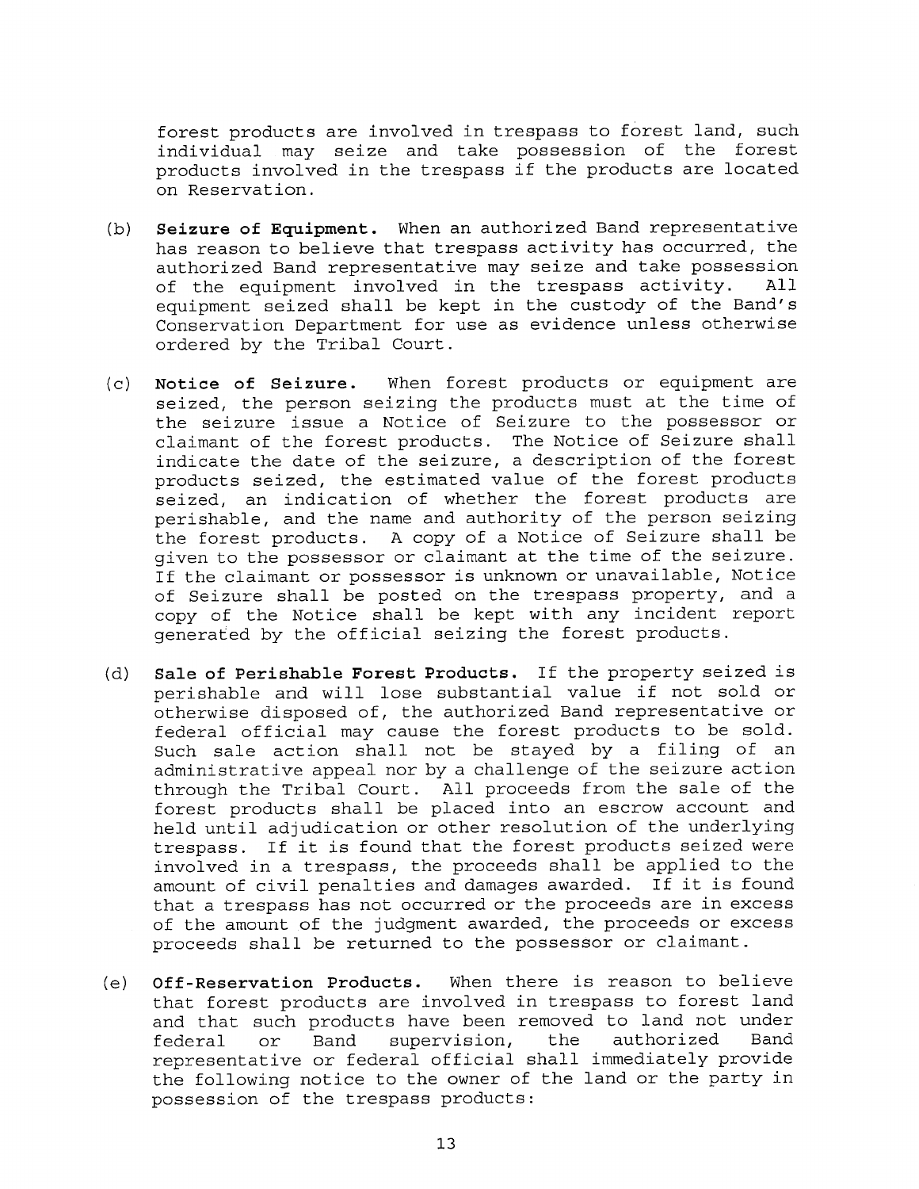forest products are involved in trespass to forest land, such individual may seize and take possession of the forest products involved in the trespass if the products are located on Reservation.

(b) **Seizure of Equipment.** When an authorized Band representative has reason to believe that trespass activity has occurred, the authorized Band representative may seize and take possession of the equipment involved in the trespass activity. All equipment seized shall be kept in the custody of the Band's Conservation Department for use as evidence unless otherwise ordered by the Tribal Court.

(c) **Notice of Seizure.** When forest products or equipment are seized, the person seizing the products must at the time of the seizure issue a Notice of Seizure to the possessor or claimant of the forest products. The Notice of Seizure shall indicate the date of the seizure, a description of the forest products seized, the estimated value of the forest products seized, an indication of whether the forest products are perishable, and the name and authority of the person seizing the forest products. A copy of a Notice of Seizure shall be given to the possessor or claimant at the time of the seizure. If the claimant or possessor is unknown or unavailable, Notice of Seizure shall be posted on the trespass property, and a copy of the Notice shall be kept with any incident report generated by the official seizing the forest products.

(d) **Sale of Perishable Forest Products.** If the property seized is perishable and will lose substantial value if not sold or otherwise disposed of, the authorized Band representative or federal official may cause the forest products to be sold. Such sale action shall not be stayed by a filing of an administrative appeal nor by a challenge of the seizure action through the Tribal Court. All proceeds from the sale of the forest products shall be placed into an escrow account and held until adjudication or other resolution of the underlying trespass. If it is found that the forest products seized were involved in a trespass, the proceeds shall be applied to the amount of civil penalties and damages awarded. If it is found that a trespass has not occurred or the proceeds are in excess of the amount of the judgment awarded, the proceeds or excess proceeds shall be returned to the possessor or claimant.

(e) **Off-Reservation Products.** When there is reason to believe that forest products are involved in trespass to forest land and that such products have been removed to land not under federal or Band supervision, the authorized Band representative or federal official shall immediately provide the following notice to the owner of the land or the party in possession of the trespass products: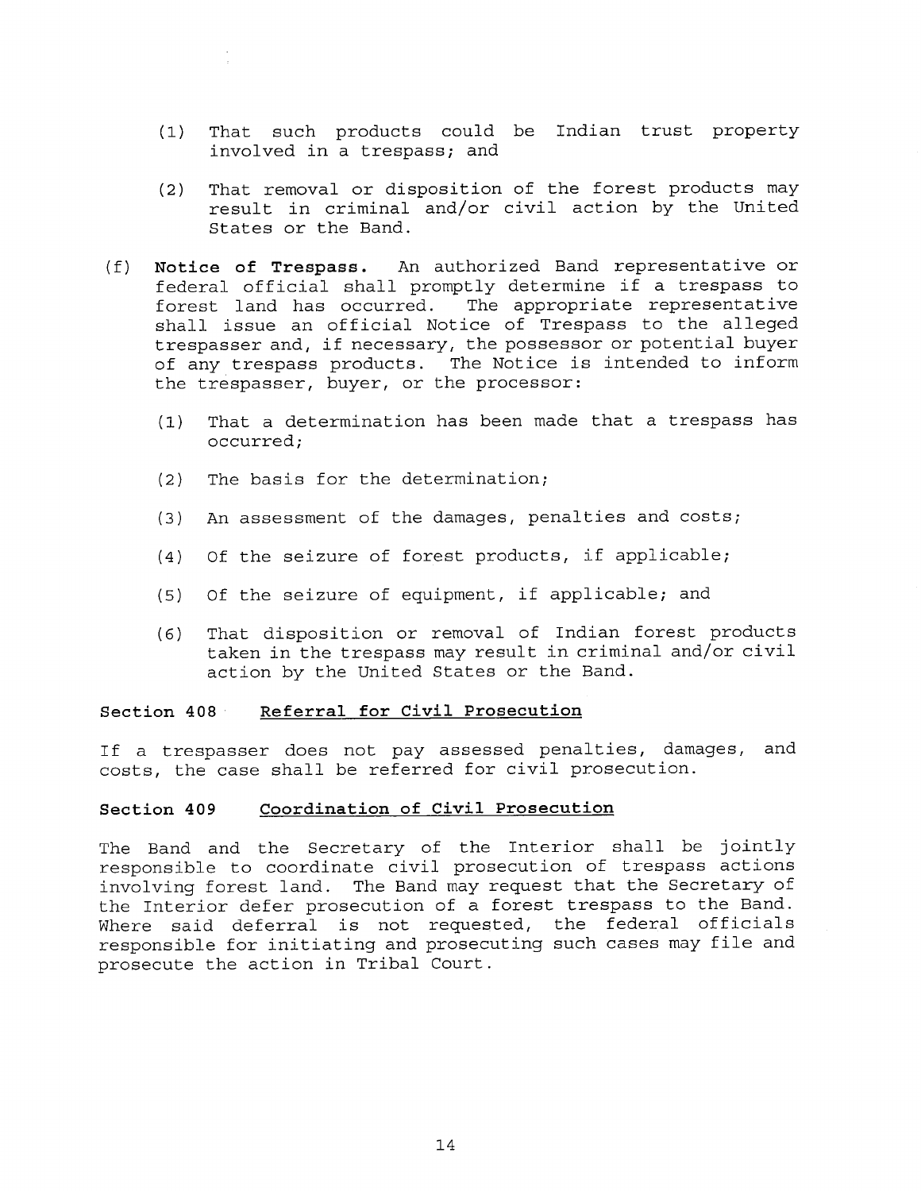(1) That such products could be Indian trust property involved in a trespass; and

(2) That removal or disposition of the forest products may result in criminal and/or civil action by the United States or the Band.

(f) **Notice of Trespass.** An authorized Band representative or federal official shall promptly determine if a trespass to forest land has occurred. The appropriate representative shall issue an official Notice of Trespass to the alleged trespasser and, if necessary, the possessor or potential buyer of any trespass products. The Notice is intended to inform the trespasser, buyer, or the processor:

(1) That a determination has been made that a trespass has occurred;

(2) The basis for the determination;

(3) An assessment of the damages, penalties and costs;

(4) Of the seizure of forest products, if applicable;

(5) Of the seizure of equipment, if applicable; and

(6) That disposition or removal of Indian forest products taken in the trespass may result in criminal and/or civil action by the United States or the Band.

### Section 408 Referral for Civil Prosecution

If a trespasser does not pay assessed penalties, damages, and costs, the case shall be referred for civil prosecution.

### Section 409 Coordination of Civil Prosecution

The Band and the Secretary of the Interior shall be jointly responsible to coordinate civil prosecution of trespass actions involving forest land. The Band may request that the Secretary of the Interior defer prosecution of a forest trespass to the Band. Where said deferral is not requested, the federal officials responsible for initiating and prosecuting such cases may file and prosecute the action in Tribal Court.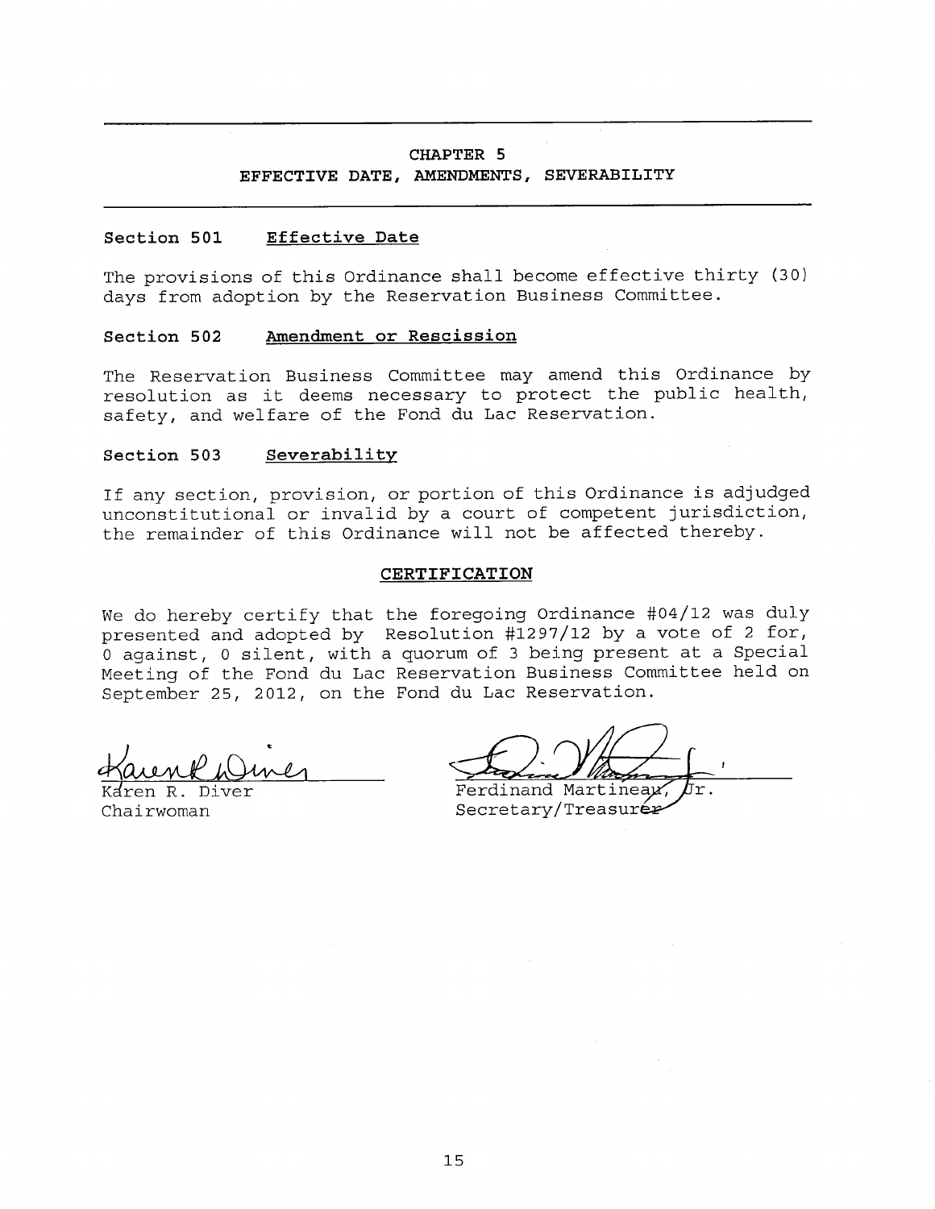# CHAPTER 5
## EFFECTIVE DATE, AMENDMENTS, SEVERABILITY

**Section 501** **Effective Date**

The provisions of this Ordinance shall become effective thirty (30) days from adoption by the Reservation Business Committee.

**Section 502** **Amendment or Rescission**

The Reservation Business Committee may amend this Ordinance by resolution as it deems necessary to protect the public health, safety, and welfare of the Fond du Lac Reservation.

**Section 503** **Severability**

If any section, provision, or portion of this Ordinance is adjudged unconstitutional or invalid by a court of competent jurisdiction, the remainder of this Ordinance will not be affected thereby.

**CERTIFICATION**

We do hereby certify that the foregoing Ordinance #04/12 was duly presented and adopted by Resolution #1297/12 by a vote of 2 for, 0 against, 0 silent, with a quorum of 3 being present at a Special Meeting of the Fond du Lac Reservation Business Committee held on September 25, 2012, on the Fond du Lac Reservation.

Karen R. Diver
Chairwoman

Ferdinand Martineau, Jr.
Secretary/Treasurer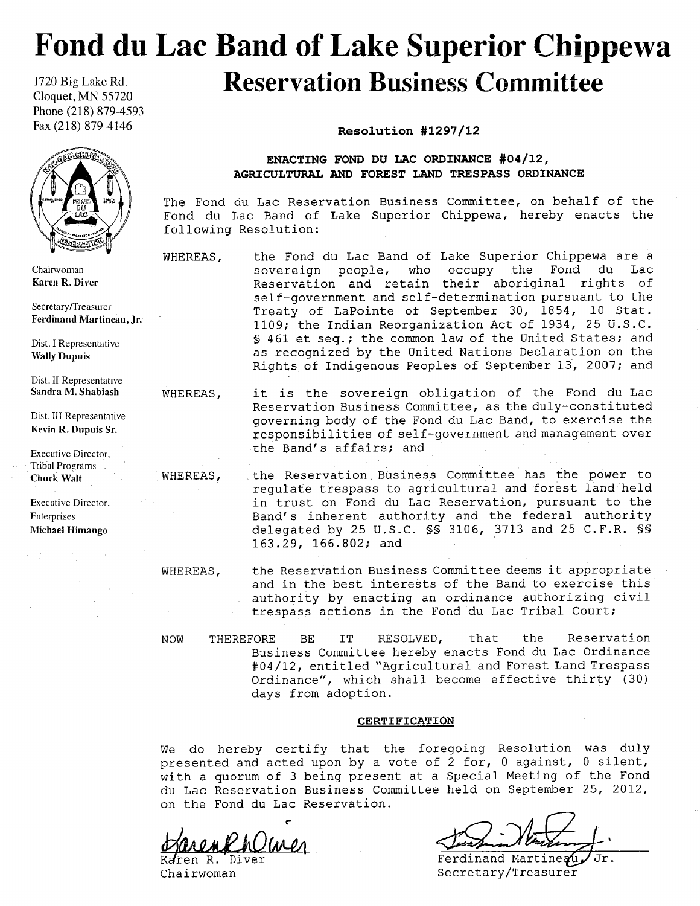# Fond du Lac Band of Lake Superior Chippewa

## Reservation Business Committee

1720 Big Lake Rd.
Cloquet, MN 55720
Phone (218) 879-4593
Fax (218) 879-4146

Chairwoman
**Karen R. Diver**

Secretary/Treasurer
**Ferdinand Martineau, Jr.**

Dist. I Representative
**Wally Dupuis**

Dist. II Representative
**Sandra M. Shabiash**

Dist. III Representative
**Kevin R. Dupuis Sr.**

Executive Director, Tribal Programs
**Chuck Walt**

Executive Director, Enterprises
**Michael Himango**

**Resolution #1297/12**

**ENACTING FOND DU LAC ORDINANCE #04/12, AGRICULTURAL AND FOREST LAND TRESPASS ORDINANCE**

The Fond du Lac Reservation Business Committee, on behalf of the Fond du Lac Band of Lake Superior Chippewa, hereby enacts the following Resolution:

WHEREAS, the Fond du Lac Band of Lake Superior Chippewa are a sovereign people, who occupy the Fond du Lac Reservation and retain their aboriginal rights of self-government and self-determination pursuant to the Treaty of LaPointe of September 30, 1854, 10 Stat. 1109; the Indian Reorganization Act of 1934, 25 U.S.C. § 461 et seq.; the common law of the United States; and as recognized by the United Nations Declaration on the Rights of Indigenous Peoples of September 13, 2007; and

WHEREAS, it is the sovereign obligation of the Fond du Lac Reservation Business Committee, as the duly-constituted governing body of the Fond du Lac Band, to exercise the responsibilities of self-government and management over the Band's affairs; and

WHEREAS, the Reservation Business Committee has the power to regulate trespass to agricultural and forest land held in trust on Fond du Lac Reservation, pursuant to the Band's inherent authority and the federal authority delegated by 25 U.S.C. §§ 3106, 3713 and 25 C.F.R. §§ 163.29, 166.802; and

WHEREAS, the Reservation Business Committee deems it appropriate and in the best interests of the Band to exercise this authority by enacting an ordinance authorizing civil trespass actions in the Fond du Lac Tribal Court;

NOW THEREFORE BE IT RESOLVED, that the Reservation Business Committee hereby enacts Fond du Lac Ordinance #04/12, entitled "Agricultural and Forest Land Trespass Ordinance", which shall become effective thirty (30) days from adoption.

**CERTIFICATION**

We do hereby certify that the foregoing Resolution was duly presented and acted upon by a vote of 2 for, 0 against, 0 silent, with a quorum of 3 being present at a Special Meeting of the Fond du Lac Reservation Business Committee held on September 25, 2012, on the Fond du Lac Reservation.

Karen R. Diver
Chairwoman

Ferdinand Martineau, Jr.
Secretary/Treasurer